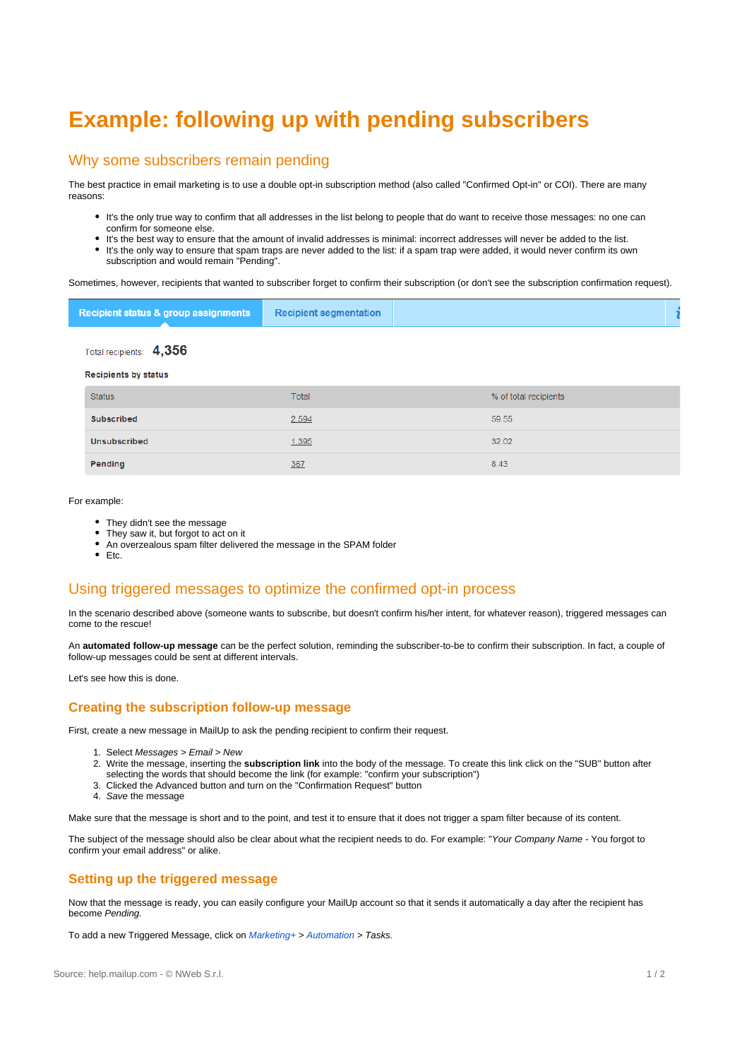# Example: following up with pending subscribers

## Why some subscribers remain pending

The best practice in email marketing is to use a double opt-in subscription method (also called "Confirmed Opt-in" or COI). There are many reasons:

- It's the only true way to confirm that all addresses in the list belong to people that do want to receive those messages: no one can confirm for someone else.
- It's the best way to ensure that the amount of invalid addresses is minimal: incorrect addresses will never be added to the list.
- It's the only way to ensure that spam traps are never added to the list: if a spam trap were added, it would never confirm its own subscription and would remain "Pending".

Sometimes, however, recipients that wanted to subscriber forget to confirm their subscription (or don't see the subscription confirmation request).

Recipient status & group assignments | Recipient segmentation

Total recipients: **4,356**

**Recipients by status**

| Status | Total | % of total recipients |
|---|---|---|
| **Subscribed** | 2.594 | 59.55 |
| **Unsubscribed** | 1.395 | 32.02 |
| **Pending** | 367 | 8.43 |

For example:

- They didn't see the message
- They saw it, but forgot to act on it
- An overzealous spam filter delivered the message in the SPAM folder
- Etc.

## Using triggered messages to optimize the confirmed opt-in process

In the scenario described above (someone wants to subscribe, but doesn't confirm his/her intent, for whatever reason), triggered messages can come to the rescue!

An **automated follow-up message** can be the perfect solution, reminding the subscriber-to-be to confirm their subscription. In fact, a couple of follow-up messages could be sent at different intervals.

Let's see how this is done.

### Creating the subscription follow-up message

First, create a new message in MailUp to ask the pending recipient to confirm their request.

1. Select *Messages > Email > New*
2. Write the message, inserting the **subscription link** into the body of the message. To create this link click on the "SUB" button after selecting the words that should become the link (for example: "confirm your subscription")
3. Clicked the Advanced button and turn on the "Confirmation Request" button
4. *Save* the message

Make sure that the message is short and to the point, and test it to ensure that it does not trigger a spam filter because of its content.

The subject of the message should also be clear about what the recipient needs to do. For example: "*Your Company Name* - You forgot to confirm your email address" or alike.

### Setting up the triggered message

Now that the message is ready, you can easily configure your MailUp account so that it sends it automatically a day after the recipient has become *Pending.*

To add a new Triggered Message, click on *Marketing+* > *Automation* > *Tasks.*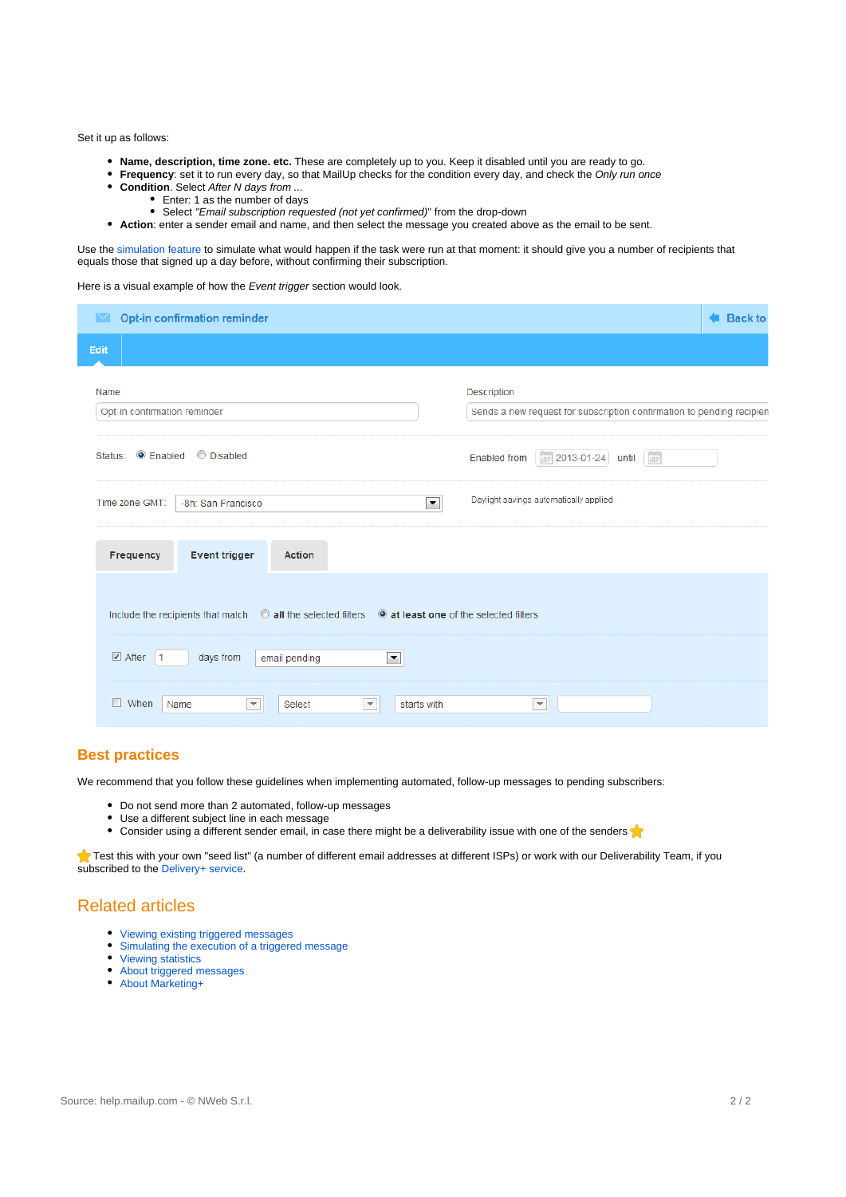Set it up as follows:

- **Name, description, time zone. etc.** These are completely up to you. Keep it disabled until you are ready to go.
- **Frequency**: set it to run every day, so that MailUp checks for the condition every day, and check the *Only run once*
- **Condition**. Select *After N days from ...*
  - Enter: 1 as the number of days
  - Select *"Email subscription requested (not yet confirmed)"* from the drop-down
- **Action**: enter a sender email and name, and then select the message you created above as the email to be sent.

Use the simulation feature to simulate what would happen if the task were run at that moment: it should give you a number of recipients that equals those that signed up a day before, without confirming their subscription.

Here is a visual example of how the *Event trigger* section would look.

## Best practices

We recommend that you follow these guidelines when implementing automated, follow-up messages to pending subscribers:

- Do not send more than 2 automated, follow-up messages
- Use a different subject line in each message
- Consider using a different sender email, in case there might be a deliverability issue with one of the senders ⭐

⭐ Test this with your own "seed list" (a number of different email addresses at different ISPs) or work with our Deliverability Team, if you subscribed to the Delivery+ service.

## Related articles

- Viewing existing triggered messages
- Simulating the execution of a triggered message
- Viewing statistics
- About triggered messages
- About Marketing+

Source: help.mailup.com - © NWeb S.r.l.